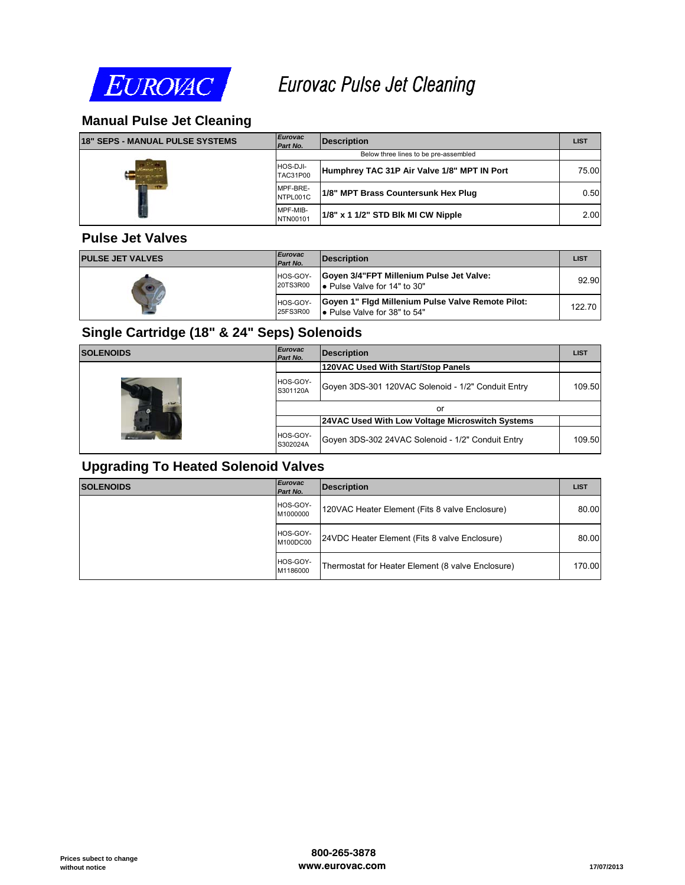# EUROVAC

# Eurovac Pulse Jet Cleaning

## Manual Pulse Jet Cleaning

| 18" SEPS - MANUAL PULSE SYSTEMS | *Eurovac Part No.* | Description | LIST |
|---|---|---|---|
| | | Below three lines to be pre-assembled | |
| | HOS-DJI-TAC31P00 | **Humphrey TAC 31P Air Valve 1/8" MPT IN Port** | 75.00 |
| | MPF-BRE-NTPL001C | **1/8" MPT Brass Countersunk Hex Plug** | 0.50 |
| | MPF-MIB-NTN00101 | **1/8" x 1 1/2" STD Blk MI CW Nipple** | 2.00 |

## Pulse Jet Valves

| PULSE JET VALVES | *Eurovac Part No.* | Description | LIST |
|---|---|---|---|
| | HOS-GOY-20TS3R00 | **Goyen 3/4"FPT Millenium Pulse Jet Valve:** • Pulse Valve for 14" to 30" | 92.90 |
| | HOS-GOY-25FS3R00 | **Goyen 1" Flgd Millenium Pulse Valve Remote Pilot:** • Pulse Valve for 38" to 54" | 122.70 |

## Single Cartridge (18" & 24" Seps) Solenoids

| SOLENOIDS | *Eurovac Part No.* | Description | LIST |
|---|---|---|---|
| | | **120VAC Used With Start/Stop Panels** | |
| | HOS-GOY-S301120A | Goyen 3DS-301 120VAC Solenoid - 1/2" Conduit Entry | 109.50 |
| | | or | |
| | | **24VAC Used With Low Voltage Microswitch Systems** | |
| | HOS-GOY-S302024A | Goyen 3DS-302 24VAC Solenoid - 1/2" Conduit Entry | 109.50 |

## Upgrading To Heated Solenoid Valves

| SOLENOIDS | *Eurovac Part No.* | Description | LIST |
|---|---|---|---|
| | HOS-GOY-M1000000 | 120VAC Heater Element (Fits 8 valve Enclosure) | 80.00 |
| | HOS-GOY-M100DC00 | 24VDC Heater Element (Fits 8 valve Enclosure) | 80.00 |
| | HOS-GOY-M1186000 | Thermostat for Heater Element (8 valve Enclosure) | 170.00 |

**Prices subject to change without notice**

**800-265-3878**
**www.eurovac.com**

**17/07/2013**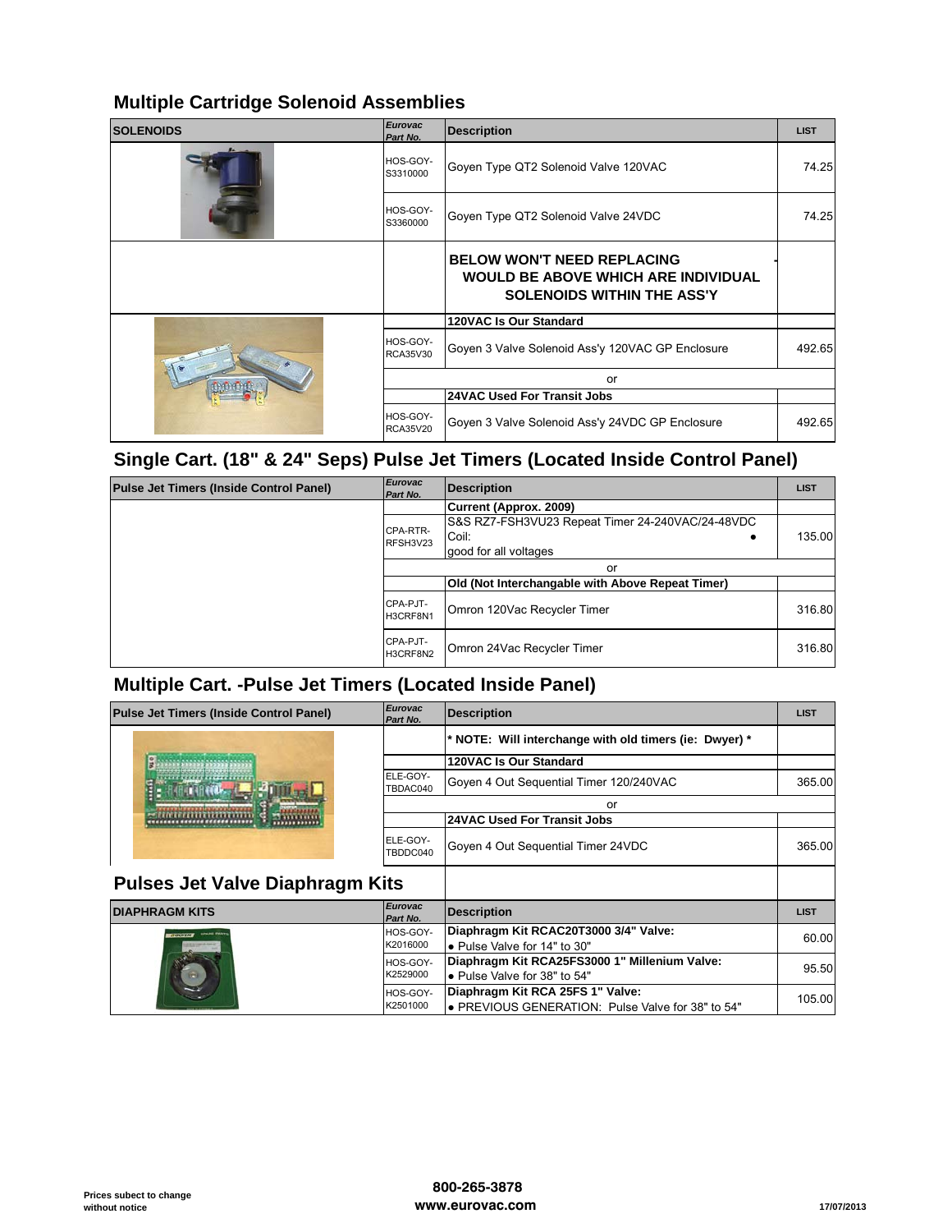## Multiple Cartridge Solenoid Assemblies

| SOLENOIDS | *Eurovac Part No.* | Description | LIST |
|---|---|---|---|
| | HOS-GOY-S3310000 | Goyen Type QT2 Solenoid Valve 120VAC | 74.25 |
| | HOS-GOY-S3360000 | Goyen Type QT2 Solenoid Valve 24VDC | 74.25 |
| | | **BELOW WON'T NEED REPLACING WOULD BE ABOVE WHICH ARE INDIVIDUAL SOLENOIDS WITHIN THE ASS'Y** | |
| | | **120VAC Is Our Standard** | |
| | HOS-GOY-RCA35V30 | Goyen 3 Valve Solenoid Ass'y 120VAC GP Enclosure | 492.65 |
| | | or | |
| | | **24VAC Used For Transit Jobs** | |
| | HOS-GOY-RCA35V20 | Goyen 3 Valve Solenoid Ass'y 24VDC GP Enclosure | 492.65 |

## Single Cart. (18" & 24" Seps) Pulse Jet Timers (Located Inside Control Panel)

| Pulse Jet Timers (Inside Control Panel) | *Eurovac Part No.* | Description | LIST |
|---|---|---|---|
| | | **Current (Approx. 2009)** | |
| | CPA-RTR-RFSH3V23 | S&S RZ7-FSH3VU23 Repeat Timer 24-240VAC/24-48VDC Coil: • good for all voltages | 135.00 |
| | | or | |
| | | **Old (Not Interchangable with Above Repeat Timer)** | |
| | CPA-PJT-H3CRF8N1 | Omron 120Vac Recycler Timer | 316.80 |
| | CPA-PJT-H3CRF8N2 | Omron 24Vac Recycler Timer | 316.80 |

## Multiple Cart. -Pulse Jet Timers (Located Inside Panel)

| Pulse Jet Timers (Inside Control Panel) | *Eurovac Part No.* | Description | LIST |
|---|---|---|---|
| | | **\* NOTE: Will interchange with old timers (ie: Dwyer) \*** | |
| | | **120VAC Is Our Standard** | |
| | ELE-GOY-TBDAC040 | Goyen 4 Out Sequential Timer 120/240VAC | 365.00 |
| | | or | |
| | | **24VAC Used For Transit Jobs** | |
| | ELE-GOY-TBDDC040 | Goyen 4 Out Sequential Timer 24VDC | 365.00 |

## Pulses Jet Valve Diaphragm Kits

| DIAPHRAGM KITS | *Eurovac Part No.* | Description | LIST |
|---|---|---|---|
| | HOS-GOY-K2016000 | **Diaphragm Kit RCAC20T3000 3/4" Valve:** • Pulse Valve for 14" to 30" | 60.00 |
| | HOS-GOY-K2529000 | **Diaphragm Kit RCA25FS3000 1" Millenium Valve:** • Pulse Valve for 38" to 54" | 95.50 |
| | HOS-GOY-K2501000 | **Diaphragm Kit RCA 25FS 1" Valve:** • PREVIOUS GENERATION: Pulse Valve for 38" to 54" | 105.00 |

Prices subject to change without notice

**800-265-3878**
**www.eurovac.com**

17/07/2013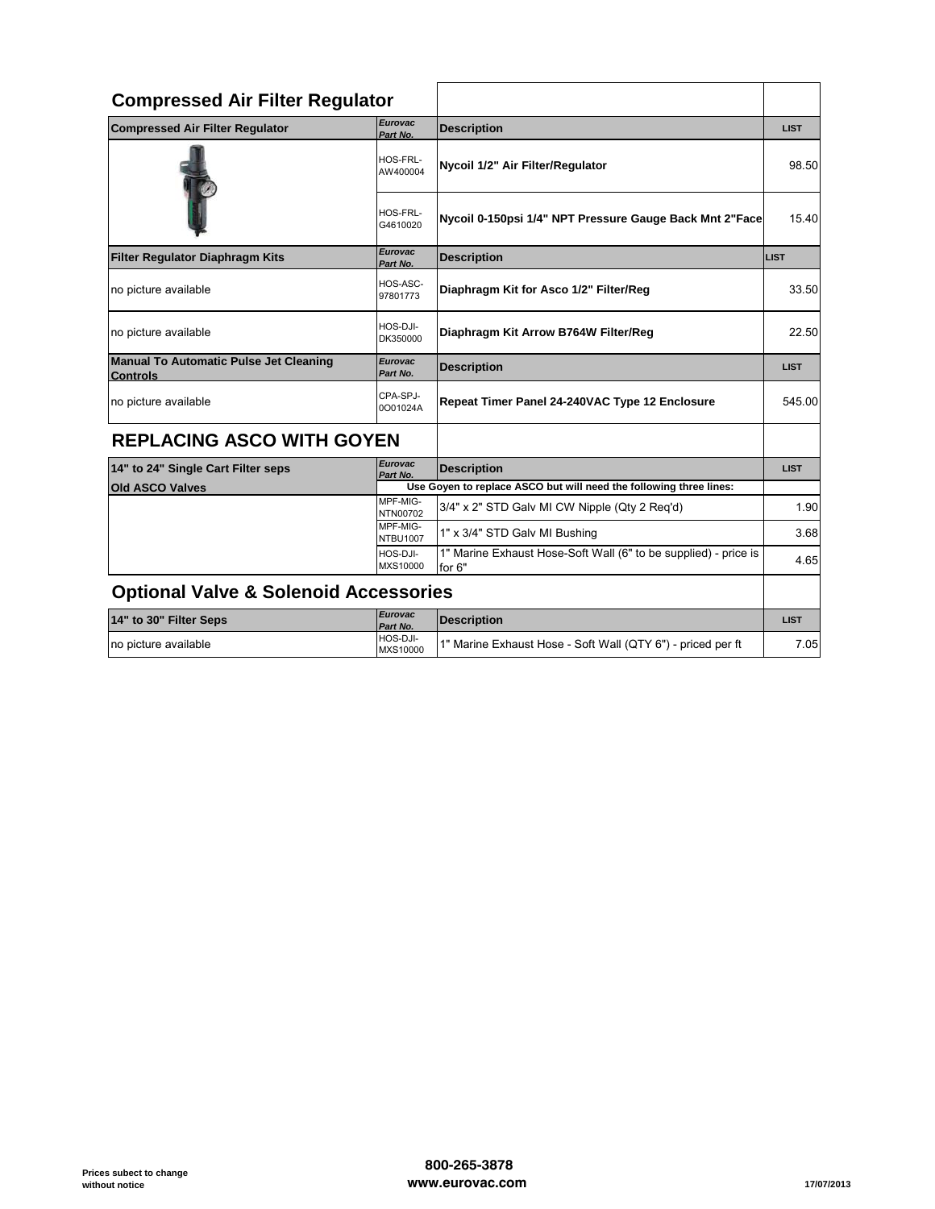## Compressed Air Filter Regulator

| Compressed Air Filter Regulator | *Eurovac Part No.* | Description | LIST |
|---|---|---|---|
| | HOS-FRL-AW400004 | **Nycoil 1/2" Air Filter/Regulator** | 98.50 |
| | HOS-FRL-G4610020 | **Nycoil 0-150psi 1/4" NPT Pressure Gauge Back Mnt 2"Face** | 15.40 |
| **Filter Regulator Diaphragm Kits** | *Eurovac Part No.* | **Description** | **LIST** |
| no picture available | HOS-ASC-97801773 | **Diaphragm Kit for Asco 1/2" Filter/Reg** | 33.50 |
| no picture available | HOS-DJI-DK350000 | **Diaphragm Kit Arrow B764W Filter/Reg** | 22.50 |
| **Manual To Automatic Pulse Jet Cleaning Controls** | *Eurovac Part No.* | **Description** | **LIST** |
| no picture available | CPA-SPJ-0O01024A | **Repeat Timer Panel 24-240VAC Type 12 Enclosure** | 545.00 |

## REPLACING ASCO WITH GOYEN

| 14" to 24" Single Cart Filter seps | *Eurovac Part No.* | Description | LIST |
|---|---|---|---|
| **Old ASCO Valves** | **Use Goyen to replace ASCO but will need the following three lines:** | | |
| | MPF-MIG-NTN00702 | 3/4" x 2" STD Galv MI CW Nipple (Qty 2 Req'd) | 1.90 |
| | MPF-MIG-NTBU1007 | 1" x 3/4" STD Galv MI Bushing | 3.68 |
| | HOS-DJI-MXS10000 | 1" Marine Exhaust Hose-Soft Wall (6" to be supplied) - price is for 6" | 4.65 |

## Optional Valve & Solenoid Accessories

| 14" to 30" Filter Seps | *Eurovac Part No.* | Description | LIST |
|---|---|---|---|
| no picture available | HOS-DJI-MXS10000 | 1" Marine Exhaust Hose - Soft Wall (QTY 6") - priced per ft | 7.05 |

Prices subect to change without notice

800-265-3878
www.eurovac.com

17/07/2013